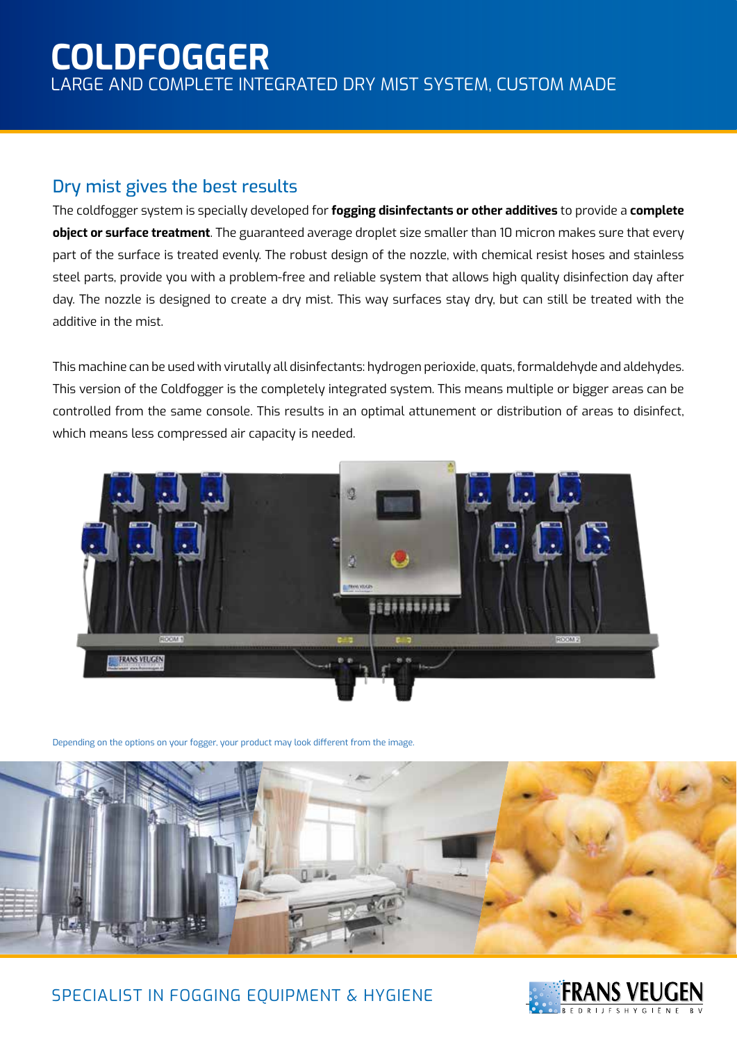# COLDFOGGER

LARGE AND COMPLETE INTEGRATED DRY MIST SYSTEM, CUSTOM MADE

## Dry mist gives the best results

The coldfogger system is specially developed for **fogging disinfectants or other additives** to provide a **complete object or surface treatment**. The guaranteed average droplet size smaller than 10 micron makes sure that every part of the surface is treated evenly. The robust design of the nozzle, with chemical resist hoses and stainless steel parts, provide you with a problem-free and reliable system that allows high quality disinfection day after day. The nozzle is designed to create a dry mist. This way surfaces stay dry, but can still be treated with the additive in the mist.

This machine can be used with virutally all disinfectants: hydrogen perioxide, quats, formaldehyde and aldehydes. This version of the Coldfogger is the completely integrated system. This means multiple or bigger areas can be controlled from the same console. This results in an optimal attunement or distribution of areas to disinfect, which means less compressed air capacity is needed.

Depending on the options on your fogger, your product may look different from the image.

SPECIALIST IN FOGGING EQUIPMENT & HYGIENE

FRANS VEUGEN BEDRIJFSHYGIËNE BV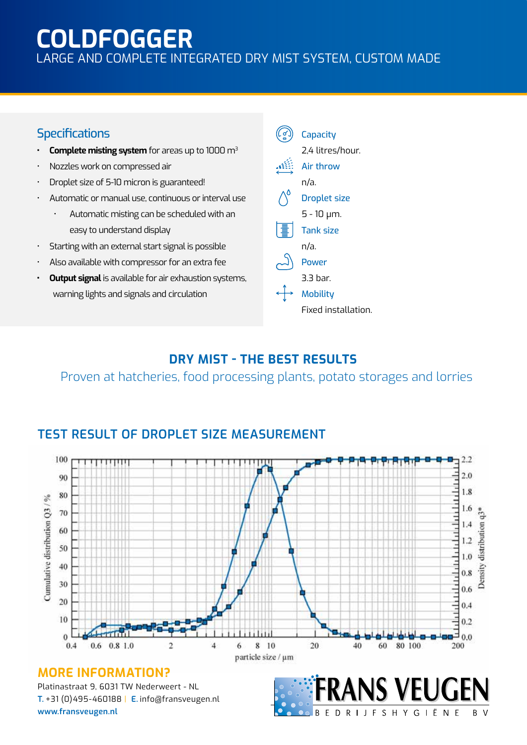# COLDFOGGER

LARGE AND COMPLETE INTEGRATED DRY MIST SYSTEM, CUSTOM MADE

## Specifications

- **Complete misting system** for areas up to 1000 m$^3$
- Nozzles work on compressed air
- Droplet size of 5-10 micron is guaranteed!
- Automatic or manual use, continuous or interval use
  - Automatic misting can be scheduled with an easy to understand display
- Starting with an external start signal is possible
- Also available with compressor for an extra fee
- **Output signal** is available for air exhaustion systems, warning lights and signals and circulation

**Capacity**
2,4 litres/hour.

**Air throw**
n/a.

**Droplet size**
5 - 10 µm.

**Tank size**
n/a.

**Power**
3.3 bar.

**Mobility**
Fixed installation.

## DRY MIST - THE BEST RESULTS

Proven at hatcheries, food processing plants, potato storages and lorries

## TEST RESULT OF DROPLET SIZE MEASUREMENT

Cumulative distribution Q3 / %

100
90
80
70
60
50
40
30
20
10
0

Density distribution q3*

2.2
2.0
1.8
1.6
1.4
1.2
1.0
0.8
0.6
0.4
0.2
0.0

0.4 0.6 0.8 1.0 2 4 6 8 10 20 40 60 80 100 200

particle size / µm

## MORE INFORMATION?

Platinastraat 9, 6031 TW Nederweert - NL
T. +31 (0)495-460188 | E. info@fransveugen.nl
www.fransveugen.nl

FRANS VEUGEN
BEDRIJFSHYGIËNE BV